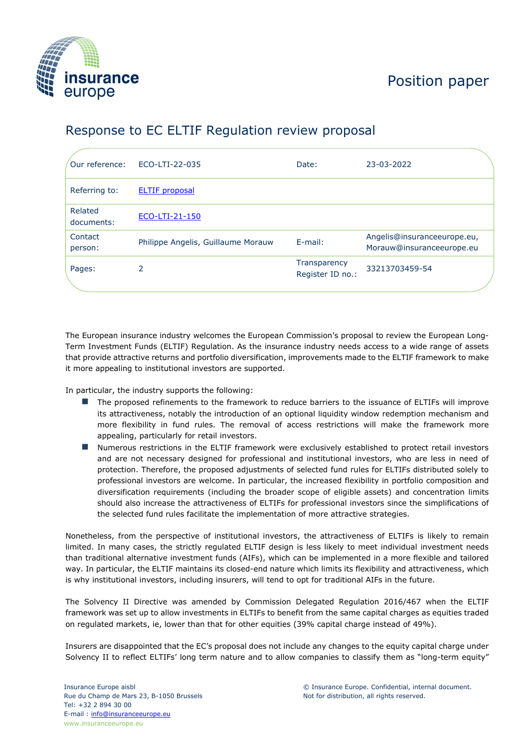Position paper

# Response to EC ELTIF Regulation review proposal

| Our reference: | ECO-LTI-22-035 | Date: | 23-03-2022 |
|---|---|---|---|
| Referring to: | ELTIF proposal | | |
| Related documents: | ECO-LTI-21-150 | | |
| Contact person: | Philippe Angelis, Guillaume Morauw | E-mail: | Angelis@insuranceeurope.eu, Morauw@insuranceeurope.eu |
| Pages: | 2 | Transparency Register ID no.: | 33213703459-54 |

The European insurance industry welcomes the European Commission's proposal to review the European Long-Term Investment Funds (ELTIF) Regulation. As the insurance industry needs access to a wide range of assets that provide attractive returns and portfolio diversification, improvements made to the ELTIF framework to make it more appealing to institutional investors are supported.

In particular, the industry supports the following:

- The proposed refinements to the framework to reduce barriers to the issuance of ELTIFs will improve its attractiveness, notably the introduction of an optional liquidity window redemption mechanism and more flexibility in fund rules. The removal of access restrictions will make the framework more appealing, particularly for retail investors.
- Numerous restrictions in the ELTIF framework were exclusively established to protect retail investors and are not necessary designed for professional and institutional investors, who are less in need of protection. Therefore, the proposed adjustments of selected fund rules for ELTIFs distributed solely to professional investors are welcome. In particular, the increased flexibility in portfolio composition and diversification requirements (including the broader scope of eligible assets) and concentration limits should also increase the attractiveness of ELTIFs for professional investors since the simplifications of the selected fund rules facilitate the implementation of more attractive strategies.

Nonetheless, from the perspective of institutional investors, the attractiveness of ELTIFs is likely to remain limited. In many cases, the strictly regulated ELTIF design is less likely to meet individual investment needs than traditional alternative investment funds (AIFs), which can be implemented in a more flexible and tailored way. In particular, the ELTIF maintains its closed-end nature which limits its flexibility and attractiveness, which is why institutional investors, including insurers, will tend to opt for traditional AIFs in the future.

The Solvency II Directive was amended by Commission Delegated Regulation 2016/467 when the ELTIF framework was set up to allow investments in ELTIFs to benefit from the same capital charges as equities traded on regulated markets, ie, lower than that for other equities (39% capital charge instead of 49%).

Insurers are disappointed that the EC's proposal does not include any changes to the equity capital charge under Solvency II to reflect ELTIFs' long term nature and to allow companies to classify them as "long-term equity"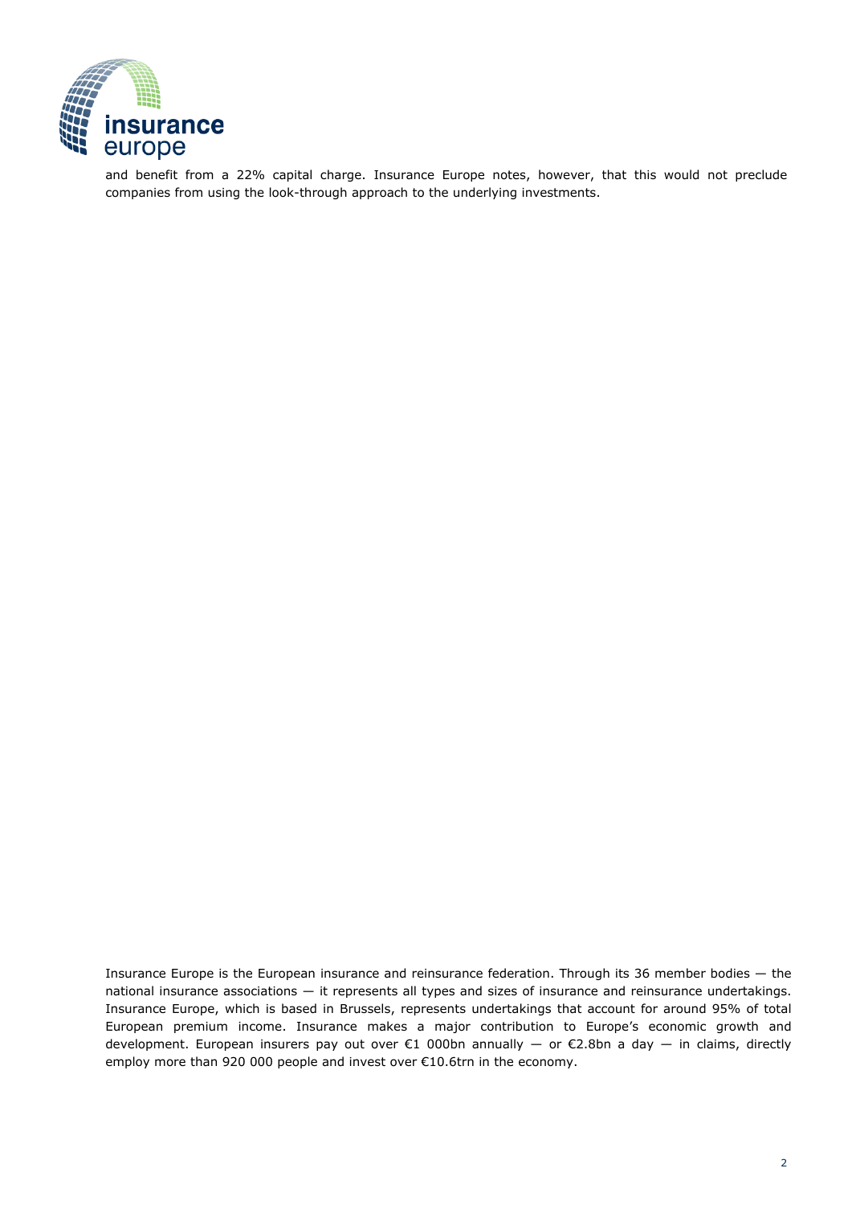and benefit from a 22% capital charge. Insurance Europe notes, however, that this would not preclude companies from using the look-through approach to the underlying investments.

Insurance Europe is the European insurance and reinsurance federation. Through its 36 member bodies — the national insurance associations — it represents all types and sizes of insurance and reinsurance undertakings. Insurance Europe, which is based in Brussels, represents undertakings that account for around 95% of total European premium income. Insurance makes a major contribution to Europe's economic growth and development. European insurers pay out over €1 000bn annually — or €2.8bn a day — in claims, directly employ more than 920 000 people and invest over €10.6trn in the economy.